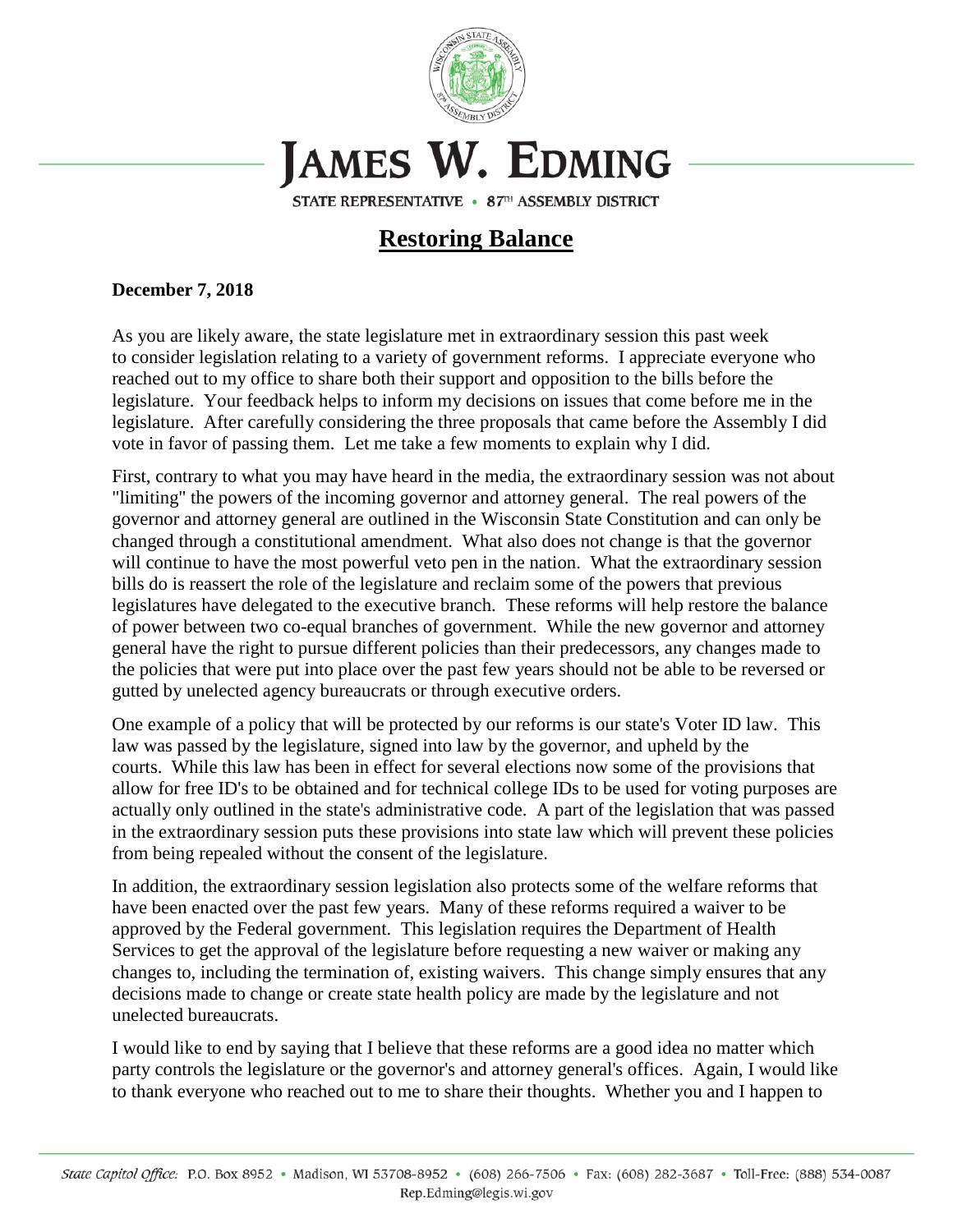# JAMES W. EDMING

STATE REPRESENTATIVE • 87TH ASSEMBLY DISTRICT

## Restoring Balance

**December 7, 2018**

As you are likely aware, the state legislature met in extraordinary session this past week to consider legislation relating to a variety of government reforms. I appreciate everyone who reached out to my office to share both their support and opposition to the bills before the legislature. Your feedback helps to inform my decisions on issues that come before me in the legislature. After carefully considering the three proposals that came before the Assembly I did vote in favor of passing them. Let me take a few moments to explain why I did.

First, contrary to what you may have heard in the media, the extraordinary session was not about "limiting" the powers of the incoming governor and attorney general. The real powers of the governor and attorney general are outlined in the Wisconsin State Constitution and can only be changed through a constitutional amendment. What also does not change is that the governor will continue to have the most powerful veto pen in the nation. What the extraordinary session bills do is reassert the role of the legislature and reclaim some of the powers that previous legislatures have delegated to the executive branch. These reforms will help restore the balance of power between two co-equal branches of government. While the new governor and attorney general have the right to pursue different policies than their predecessors, any changes made to the policies that were put into place over the past few years should not be able to be reversed or gutted by unelected agency bureaucrats or through executive orders.

One example of a policy that will be protected by our reforms is our state's Voter ID law. This law was passed by the legislature, signed into law by the governor, and upheld by the courts. While this law has been in effect for several elections now some of the provisions that allow for free ID's to be obtained and for technical college IDs to be used for voting purposes are actually only outlined in the state's administrative code. A part of the legislation that was passed in the extraordinary session puts these provisions into state law which will prevent these policies from being repealed without the consent of the legislature.

In addition, the extraordinary session legislation also protects some of the welfare reforms that have been enacted over the past few years. Many of these reforms required a waiver to be approved by the Federal government. This legislation requires the Department of Health Services to get the approval of the legislature before requesting a new waiver or making any changes to, including the termination of, existing waivers. This change simply ensures that any decisions made to change or create state health policy are made by the legislature and not unelected bureaucrats.

I would like to end by saying that I believe that these reforms are a good idea no matter which party controls the legislature or the governor's and attorney general's offices. Again, I would like to thank everyone who reached out to me to share their thoughts. Whether you and I happen to

*State Capitol Office:* P.O. Box 8952 • Madison, WI 53708-8952 • (608) 266-7506 • Fax: (608) 282-3687 • Toll-Free: (888) 534-0087
Rep.Edming@legis.wi.gov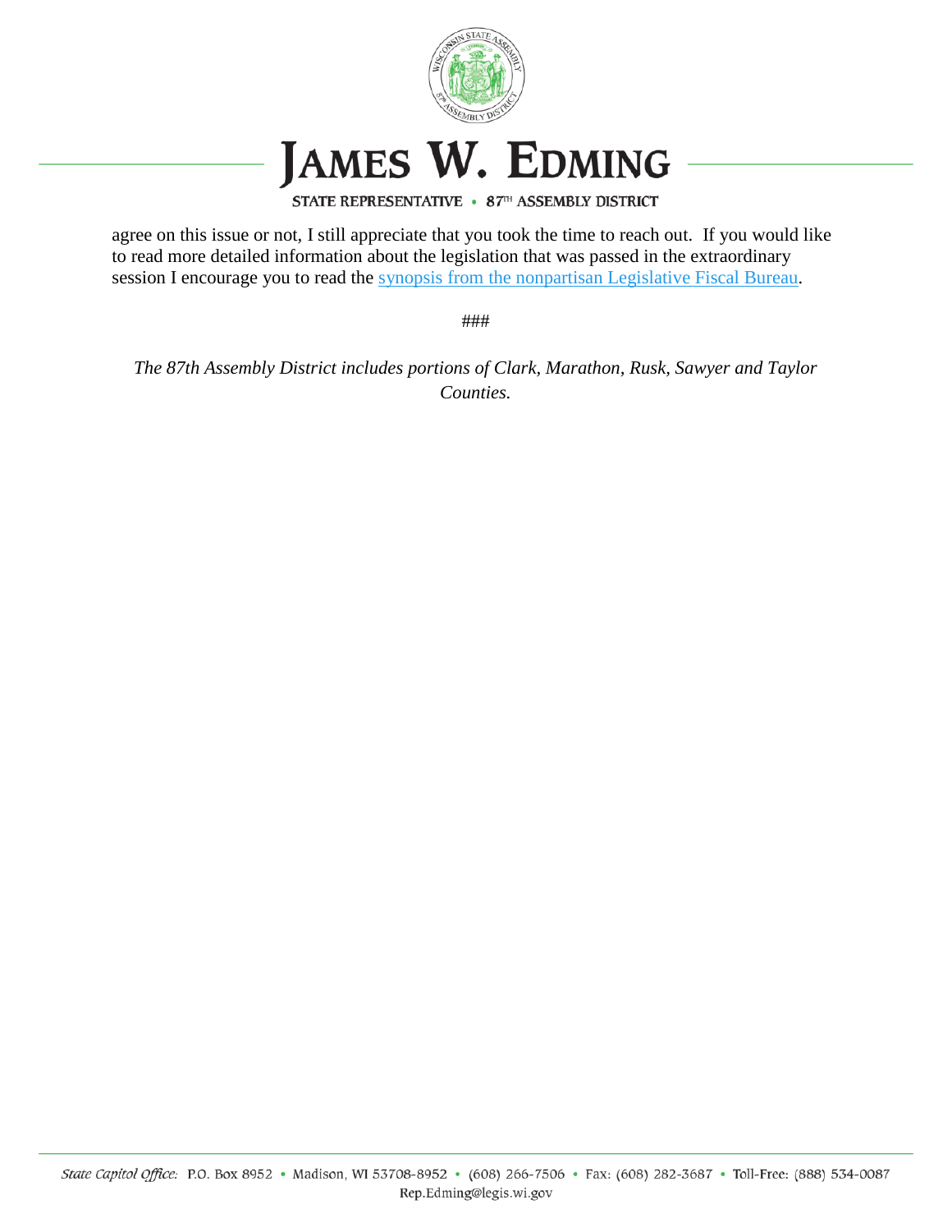agree on this issue or not, I still appreciate that you took the time to reach out. If you would like to read more detailed information about the legislation that was passed in the extraordinary session I encourage you to read the synopsis from the nonpartisan Legislative Fiscal Bureau.

###

*The 87th Assembly District includes portions of Clark, Marathon, Rusk, Sawyer and Taylor Counties.*